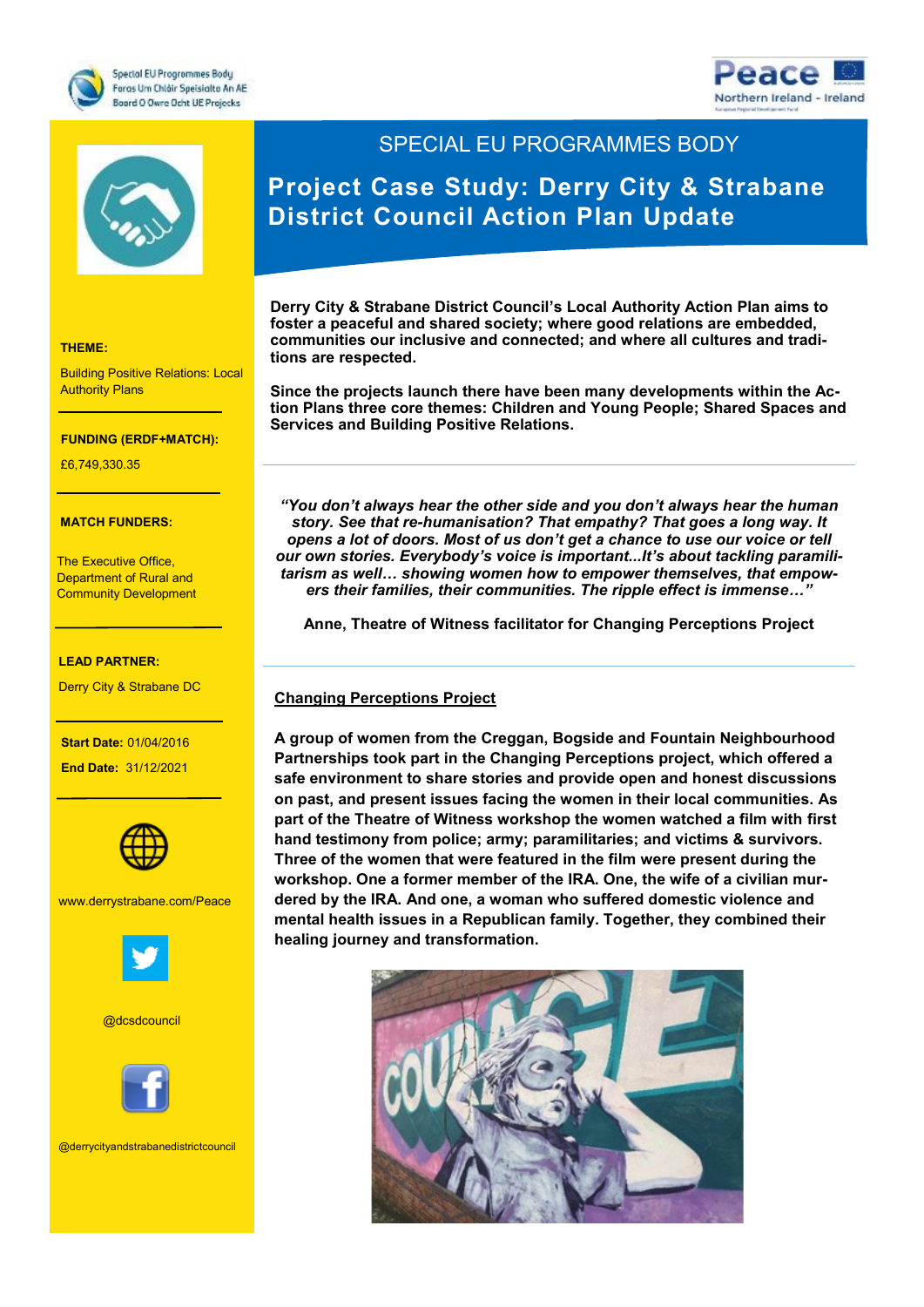Special EU Programmes Body
Foras Um Chláir Speisialta An AE
Boord O Owre Ocht UE Projecks

Peace
Northern Ireland - Ireland

SPECIAL EU PROGRAMMES BODY

# Project Case Study: Derry City & Strabane District Council Action Plan Update

**THEME:**

Building Positive Relations: Local Authority Plans

**FUNDING (ERDF+MATCH):**

£6,749,330.35

**MATCH FUNDERS:**

The Executive Office, Department of Rural and Community Development

**LEAD PARTNER:**

Derry City & Strabane DC

**Start Date:** 01/04/2016

**End Date:** 31/12/2021

www.derrystrabane.com/Peace

@dcsdcouncil

@derrycityandstrabanedistrictcouncil

**Derry City & Strabane District Council's Local Authority Action Plan aims to foster a peaceful and shared society; where good relations are embedded, communities our inclusive and connected; and where all cultures and traditions are respected.**

**Since the projects launch there have been many developments within the Action Plans three core themes: Children and Young People; Shared Spaces and Services and Building Positive Relations.**

***"You don't always hear the other side and you don't always hear the human story. See that re-humanisation? That empathy? That goes a long way. It opens a lot of doors. Most of us don't get a chance to use our voice or tell our own stories. Everybody's voice is important...It's about tackling paramilitarism as well… showing women how to empower themselves, that empowers their families, their communities. The ripple effect is immense…"***

**Anne, Theatre of Witness facilitator for Changing Perceptions Project**

## Changing Perceptions Project

**A group of women from the Creggan, Bogside and Fountain Neighbourhood Partnerships took part in the Changing Perceptions project, which offered a safe environment to share stories and provide open and honest discussions on past, and present issues facing the women in their local communities. As part of the Theatre of Witness workshop the women watched a film with first hand testimony from police; army; paramilitaries; and victims & survivors. Three of the women that were featured in the film were present during the workshop. One a former member of the IRA. One, the wife of a civilian murdered by the IRA. And one, a woman who suffered domestic violence and mental health issues in a Republican family. Together, they combined their healing journey and transformation.**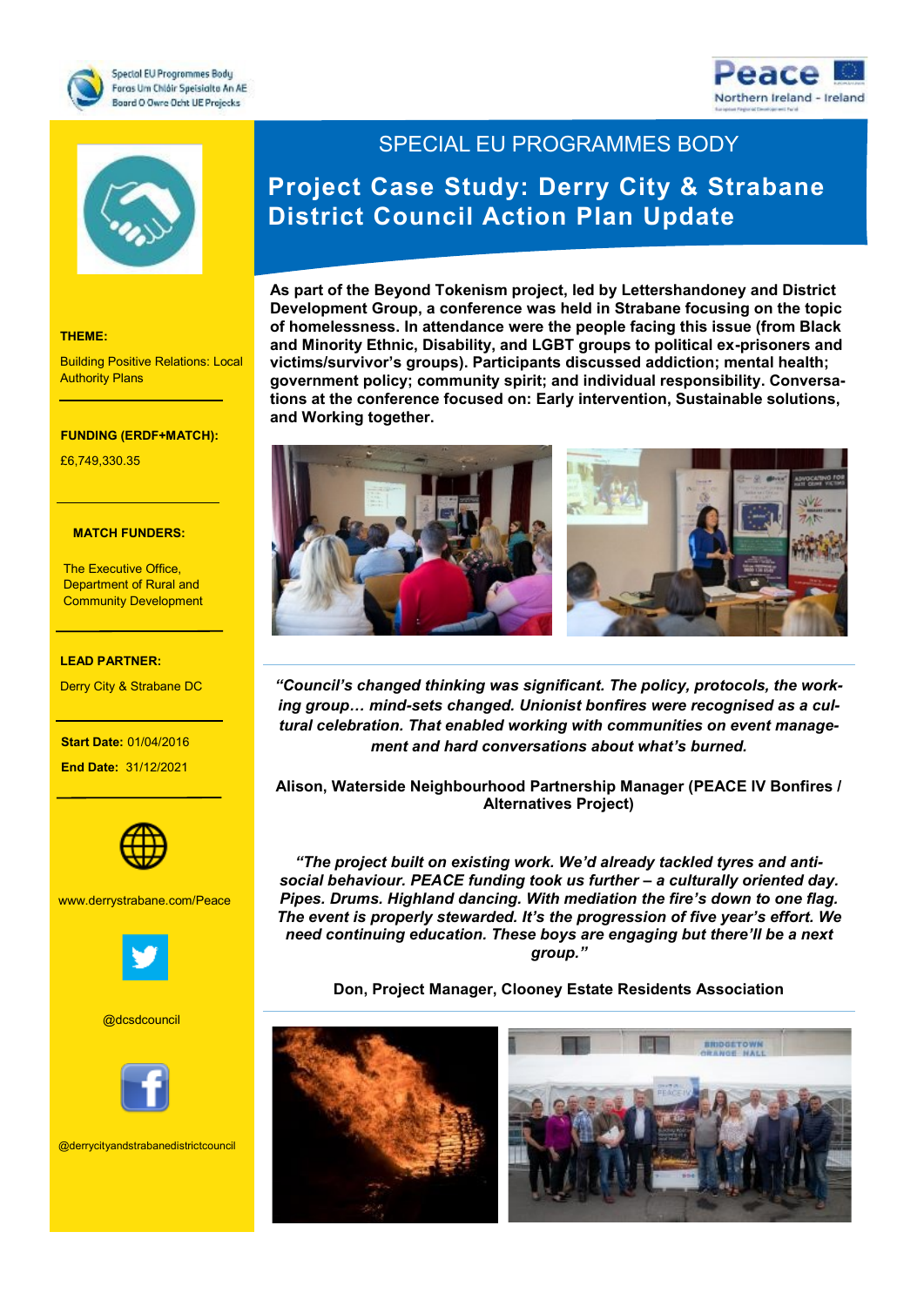Special EU Programmes Body
Foras Um Chláir Speisialta An AE
Boord O Owre Ocht UE Projecks

Peace
Northern Ireland - Ireland

SPECIAL EU PROGRAMMES BODY

# Project Case Study: Derry City & Strabane District Council Action Plan Update

**THEME:**

Building Positive Relations: Local Authority Plans

**FUNDING (ERDF+MATCH):**

£6,749,330.35

**MATCH FUNDERS:**

The Executive Office, Department of Rural and Community Development

**LEAD PARTNER:**

Derry City & Strabane DC

**Start Date:** 01/04/2016

**End Date:** 31/12/2021

www.derrystrabane.com/Peace

@dcsdcouncil

@derrycityandstrabanedistrictcouncil

**As part of the Beyond Tokenism project, led by Lettershandoney and District Development Group, a conference was held in Strabane focusing on the topic of homelessness. In attendance were the people facing this issue (from Black and Minority Ethnic, Disability, and LGBT groups to political ex-prisoners and victims/survivor's groups). Participants discussed addiction; mental health; government policy; community spirit; and individual responsibility. Conversations at the conference focused on: Early intervention, Sustainable solutions, and Working together.**

***"Council's changed thinking was significant. The policy, protocols, the working group… mind-sets changed. Unionist bonfires were recognised as a cultural celebration. That enabled working with communities on event management and hard conversations about what's burned.***

**Alison, Waterside Neighbourhood Partnership Manager (PEACE IV Bonfires / Alternatives Project)**

***"The project built on existing work. We'd already tackled tyres and anti-social behaviour. PEACE funding took us further – a culturally oriented day. Pipes. Drums. Highland dancing. With mediation the fire's down to one flag. The event is properly stewarded. It's the progression of five year's effort. We need continuing education. These boys are engaging but there'll be a next group."***

**Don, Project Manager, Clooney Estate Residents Association**